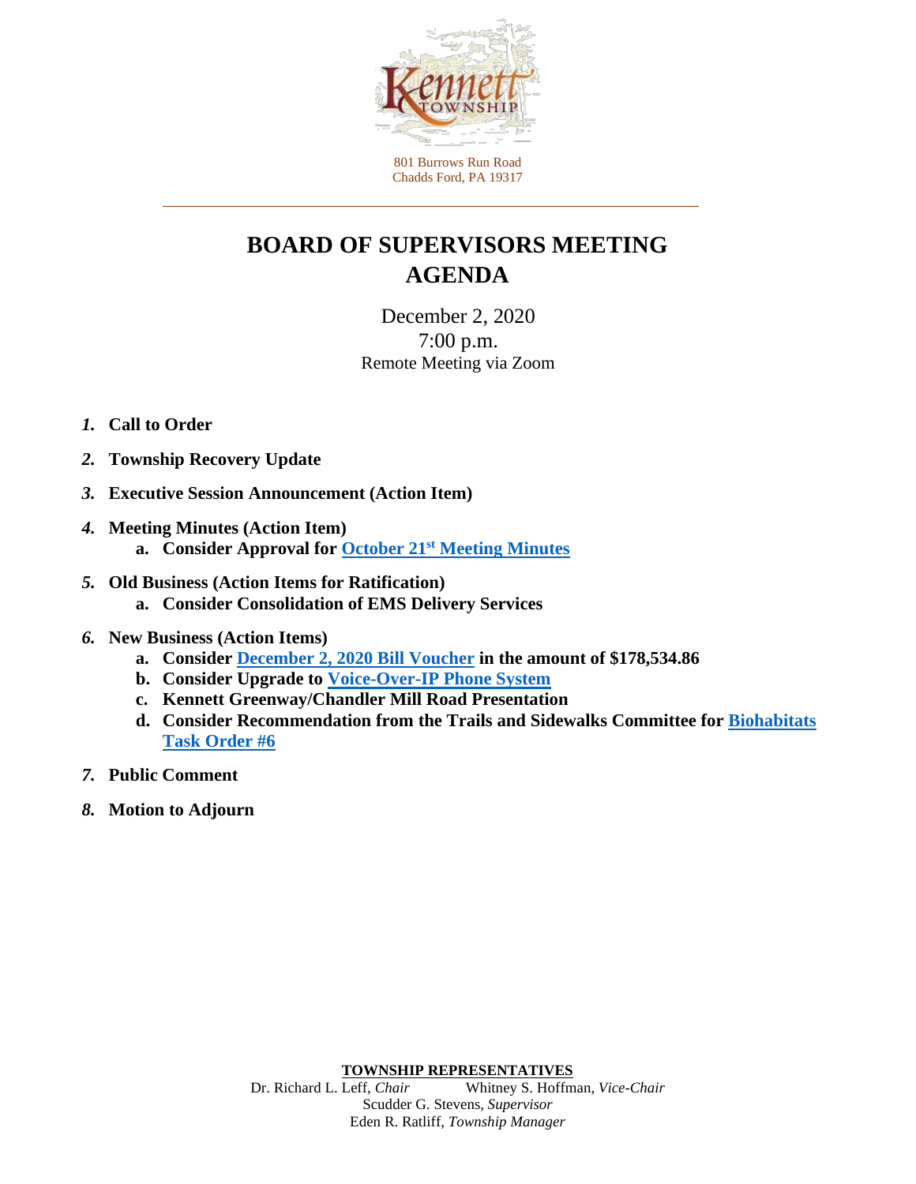801 Burrows Run Road
Chadds Ford, PA 19317

# BOARD OF SUPERVISORS MEETING AGENDA

December 2, 2020
7:00 p.m.
Remote Meeting via Zoom

1. **Call to Order**
2. **Township Recovery Update**
3. **Executive Session Announcement (Action Item)**
4. **Meeting Minutes (Action Item)**
    a. **Consider Approval for October 21st Meeting Minutes**
5. **Old Business (Action Items for Ratification)**
    a. **Consider Consolidation of EMS Delivery Services**
6. **New Business (Action Items)**
    a. **Consider December 2, 2020 Bill Voucher in the amount of $178,534.86**
    b. **Consider Upgrade to Voice-Over-IP Phone System**
    c. **Kennett Greenway/Chandler Mill Road Presentation**
    d. **Consider Recommendation from the Trails and Sidewalks Committee for Biohabitats Task Order #6**
7. **Public Comment**
8. **Motion to Adjourn**

**TOWNSHIP REPRESENTATIVES**

Dr. Richard L. Leff, *Chair*
Whitney S. Hoffman, *Vice-Chair*
Scudder G. Stevens, *Supervisor*
Eden R. Ratliff, *Township Manager*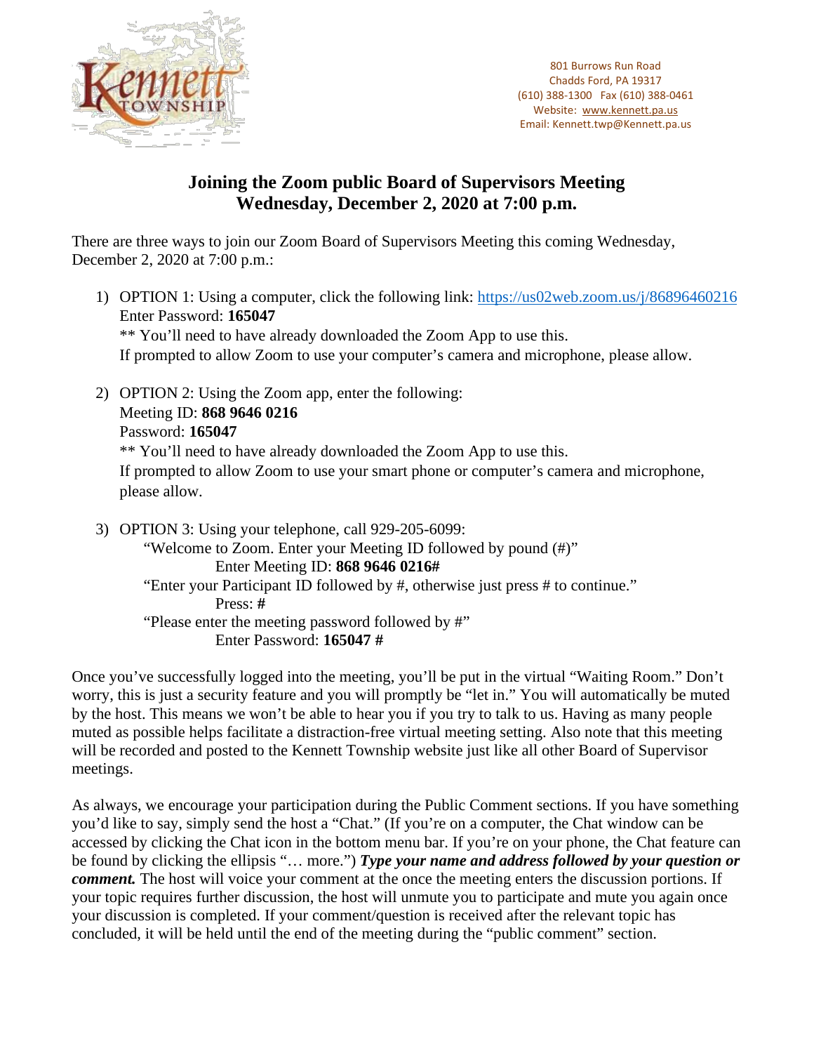801 Burrows Run Road
Chadds Ford, PA 19317
(610) 388-1300 Fax (610) 388-0461
Website: www.kennett.pa.us
Email: Kennett.twp@Kennett.pa.us

# Joining the Zoom public Board of Supervisors Meeting Wednesday, December 2, 2020 at 7:00 p.m.

There are three ways to join our Zoom Board of Supervisors Meeting this coming Wednesday, December 2, 2020 at 7:00 p.m.:

1) OPTION 1: Using a computer, click the following link: https://us02web.zoom.us/j/86896460216
   Enter Password: **165047**
   ** You'll need to have already downloaded the Zoom App to use this.
   If prompted to allow Zoom to use your computer's camera and microphone, please allow.

2) OPTION 2: Using the Zoom app, enter the following:
   Meeting ID: **868 9646 0216**
   Password: **165047**
   ** You'll need to have already downloaded the Zoom App to use this.
   If prompted to allow Zoom to use your smart phone or computer's camera and microphone, please allow.

3) OPTION 3: Using your telephone, call 929-205-6099:
   "Welcome to Zoom. Enter your Meeting ID followed by pound (#)"
   Enter Meeting ID: **868 9646 0216#**
   "Enter your Participant ID followed by #, otherwise just press # to continue."
   Press: **#**
   "Please enter the meeting password followed by #"
   Enter Password: **165047 #**

Once you've successfully logged into the meeting, you'll be put in the virtual "Waiting Room." Don't worry, this is just a security feature and you will promptly be "let in." You will automatically be muted by the host. This means we won't be able to hear you if you try to talk to us. Having as many people muted as possible helps facilitate a distraction-free virtual meeting setting. Also note that this meeting will be recorded and posted to the Kennett Township website just like all other Board of Supervisor meetings.

As always, we encourage your participation during the Public Comment sections. If you have something you'd like to say, simply send the host a "Chat." (If you're on a computer, the Chat window can be accessed by clicking the Chat icon in the bottom menu bar. If you're on your phone, the Chat feature can be found by clicking the ellipsis "… more.") ***Type your name and address followed by your question or comment.*** The host will voice your comment at the once the meeting enters the discussion portions. If your topic requires further discussion, the host will unmute you to participate and mute you again once your discussion is completed. If your comment/question is received after the relevant topic has concluded, it will be held until the end of the meeting during the "public comment" section.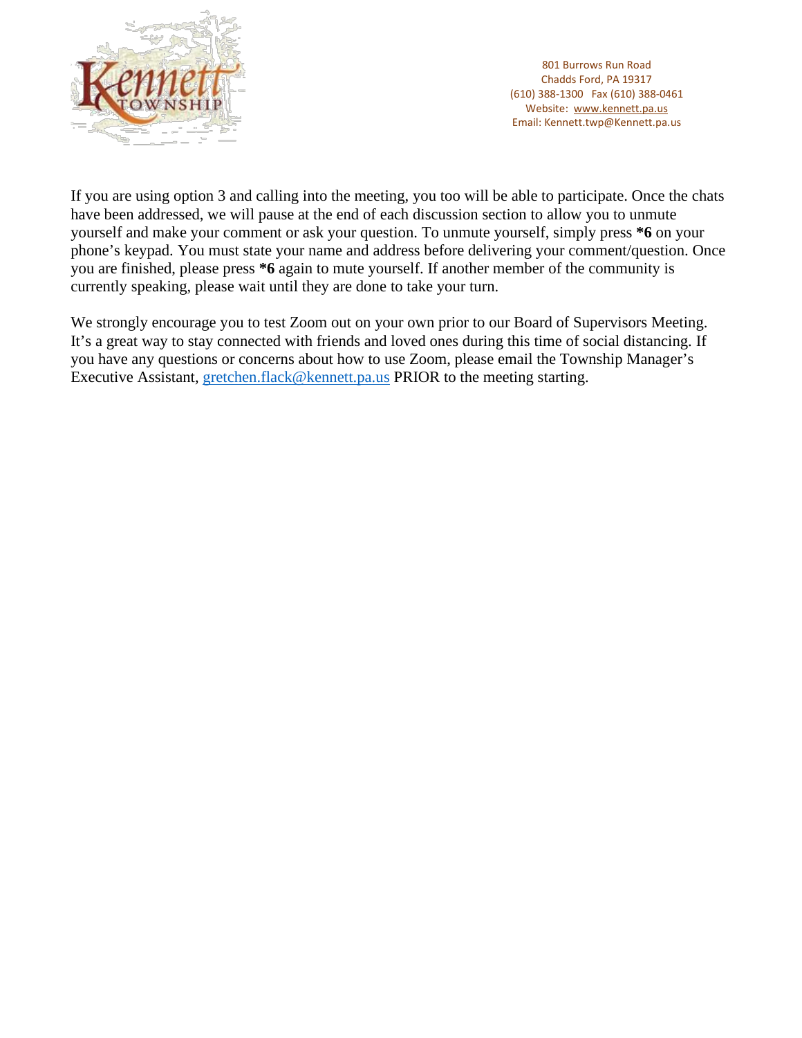801 Burrows Run Road
Chadds Ford, PA 19317
(610) 388-1300 Fax (610) 388-0461
Website: www.kennett.pa.us
Email: Kennett.twp@Kennett.pa.us

If you are using option 3 and calling into the meeting, you too will be able to participate. Once the chats have been addressed, we will pause at the end of each discussion section to allow you to unmute yourself and make your comment or ask your question. To unmute yourself, simply press **\*6** on your phone's keypad. You must state your name and address before delivering your comment/question. Once you are finished, please press **\*6** again to mute yourself. If another member of the community is currently speaking, please wait until they are done to take your turn.

We strongly encourage you to test Zoom out on your own prior to our Board of Supervisors Meeting. It's a great way to stay connected with friends and loved ones during this time of social distancing. If you have any questions or concerns about how to use Zoom, please email the Township Manager's Executive Assistant, gretchen.flack@kennett.pa.us PRIOR to the meeting starting.